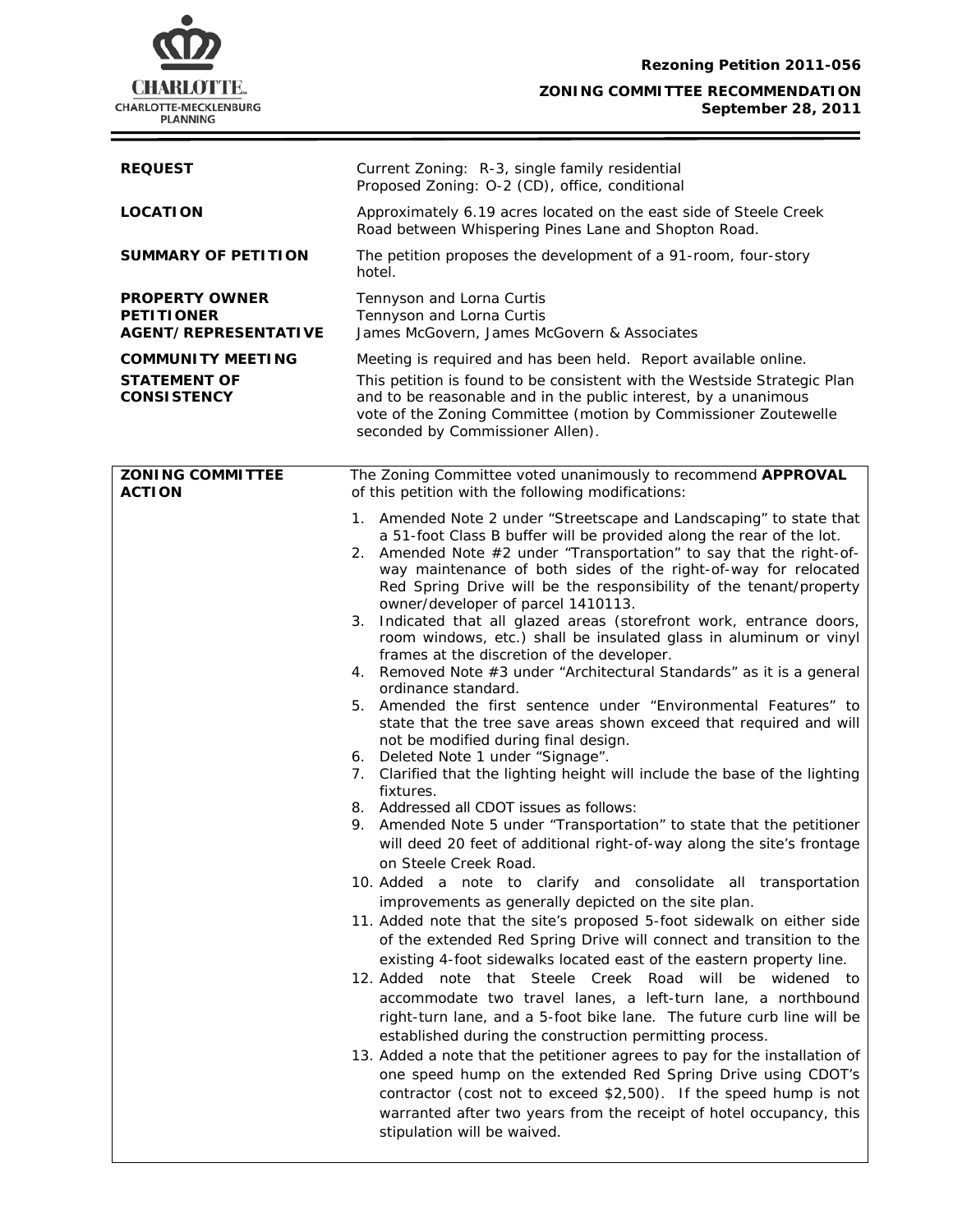CHARLOTTE.
CHARLOTTE-MECKLENBURG
PLANNING

**Rezoning Petition 2011-056**

**ZONING COMMITTEE RECOMMENDATION**
**September 28, 2011**

| | |
|---|---|
| **REQUEST** | Current Zoning: R-3, single family residential<br>Proposed Zoning: O-2 (CD), office, conditional |
| **LOCATION** | Approximately 6.19 acres located on the east side of Steele Creek Road between Whispering Pines Lane and Shopton Road. |
| **SUMMARY OF PETITION** | The petition proposes the development of a 91-room, four-story hotel. |
| **PROPERTY OWNER**<br>**PETITIONER**<br>**AGENT/REPRESENTATIVE** | Tennyson and Lorna Curtis<br>Tennyson and Lorna Curtis<br>James McGovern, James McGovern & Associates |
| **COMMUNITY MEETING** | Meeting is required and has been held. Report available online. |
| **STATEMENT OF CONSISTENCY** | This petition is found to be consistent with the Westside Strategic Plan and to be reasonable and in the public interest, by a unanimous vote of the Zoning Committee (motion by Commissioner Zoutewelle seconded by Commissioner Allen). |

**ZONING COMMITTEE ACTION**

The Zoning Committee voted unanimously to recommend **APPROVAL** of this petition with the following modifications:

1. Amended Note 2 under "Streetscape and Landscaping" to state that a 51-foot Class B buffer will be provided along the rear of the lot.
2. Amended Note #2 under "Transportation" to say that the right-of-way maintenance of both sides of the right-of-way for relocated Red Spring Drive will be the responsibility of the tenant/property owner/developer of parcel 1410113.
3. Indicated that all glazed areas (storefront work, entrance doors, room windows, etc.) shall be insulated glass in aluminum or vinyl frames at the discretion of the developer.
4. Removed Note #3 under "Architectural Standards" as it is a general ordinance standard.
5. Amended the first sentence under "Environmental Features" to state that the tree save areas shown exceed that required and will not be modified during final design.
6. Deleted Note 1 under "Signage".
7. Clarified that the lighting height will include the base of the lighting fixtures.
8. Addressed all CDOT issues as follows:
9. Amended Note 5 under "Transportation" to state that the petitioner will deed 20 feet of additional right-of-way along the site's frontage on Steele Creek Road.
10. Added a note to clarify and consolidate all transportation improvements as generally depicted on the site plan.
11. Added note that the site's proposed 5-foot sidewalk on either side of the extended Red Spring Drive will connect and transition to the existing 4-foot sidewalks located east of the eastern property line.
12. Added note that Steele Creek Road will be widened to accommodate two travel lanes, a left-turn lane, a northbound right-turn lane, and a 5-foot bike lane. The future curb line will be established during the construction permitting process.
13. Added a note that the petitioner agrees to pay for the installation of one speed hump on the extended Red Spring Drive using CDOT's contractor (cost not to exceed $2,500). If the speed hump is not warranted after two years from the receipt of hotel occupancy, this stipulation will be waived.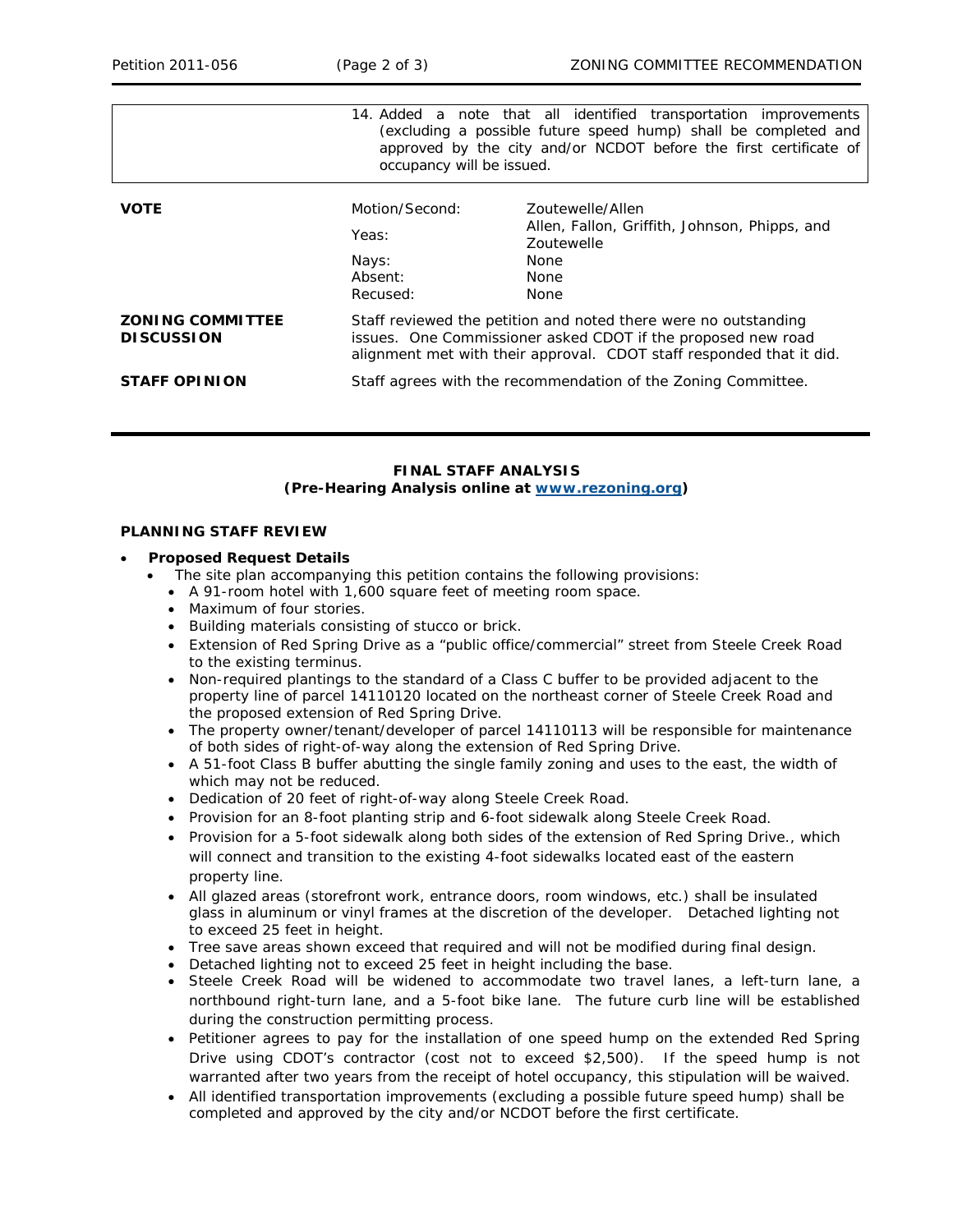| | 14. Added a note that all identified transportation improvements (excluding a possible future speed hump) shall be completed and approved by the city and/or NCDOT before the first certificate of occupancy will be issued. |
|---|---|

| | | |
|---|---|---|
| **VOTE** | Motion/Second: | Zoutewelle/Allen |
| | Yeas: | Allen, Fallon, Griffith, Johnson, Phipps, and Zoutewelle |
| | Nays: | None |
| | Absent: | None |
| | Recused: | None |
| **ZONING COMMITTEE DISCUSSION** | Staff reviewed the petition and noted there were no outstanding issues. One Commissioner asked CDOT if the proposed new road alignment met with their approval. CDOT staff responded that it did. | |
| **STAFF OPINION** | Staff agrees with the recommendation of the Zoning Committee. | |

**FINAL STAFF ANALYSIS**
**(Pre-Hearing Analysis online at www.rezoning.org)**

**PLANNING STAFF REVIEW**

- **Proposed Request Details**
  - The site plan accompanying this petition contains the following provisions:
    - A 91-room hotel with 1,600 square feet of meeting room space.
    - Maximum of four stories.
    - Building materials consisting of stucco or brick.
    - Extension of Red Spring Drive as a "public office/commercial" street from Steele Creek Road to the existing terminus.
    - Non-required plantings to the standard of a Class C buffer to be provided adjacent to the property line of parcel 14110120 located on the northeast corner of Steele Creek Road and the proposed extension of Red Spring Drive.
    - The property owner/tenant/developer of parcel 14110113 will be responsible for maintenance of both sides of right-of-way along the extension of Red Spring Drive.
    - A 51-foot Class B buffer abutting the single family zoning and uses to the east, the width of which may not be reduced.
    - Dedication of 20 feet of right-of-way along Steele Creek Road.
    - Provision for an 8-foot planting strip and 6-foot sidewalk along Steele Creek Road.
    - Provision for a 5-foot sidewalk along both sides of the extension of Red Spring Drive., which will connect and transition to the existing 4-foot sidewalks located east of the eastern property line.
    - All glazed areas (storefront work, entrance doors, room windows, etc.) shall be insulated glass in aluminum or vinyl frames at the discretion of the developer. Detached lighting not to exceed 25 feet in height.
    - Tree save areas shown exceed that required and will not be modified during final design.
    - Detached lighting not to exceed 25 feet in height including the base.
    - Steele Creek Road will be widened to accommodate two travel lanes, a left-turn lane, a northbound right-turn lane, and a 5-foot bike lane. The future curb line will be established during the construction permitting process.
    - Petitioner agrees to pay for the installation of one speed hump on the extended Red Spring Drive using CDOT's contractor (cost not to exceed $2,500). If the speed hump is not warranted after two years from the receipt of hotel occupancy, this stipulation will be waived.
    - All identified transportation improvements (excluding a possible future speed hump) shall be completed and approved by the city and/or NCDOT before the first certificate.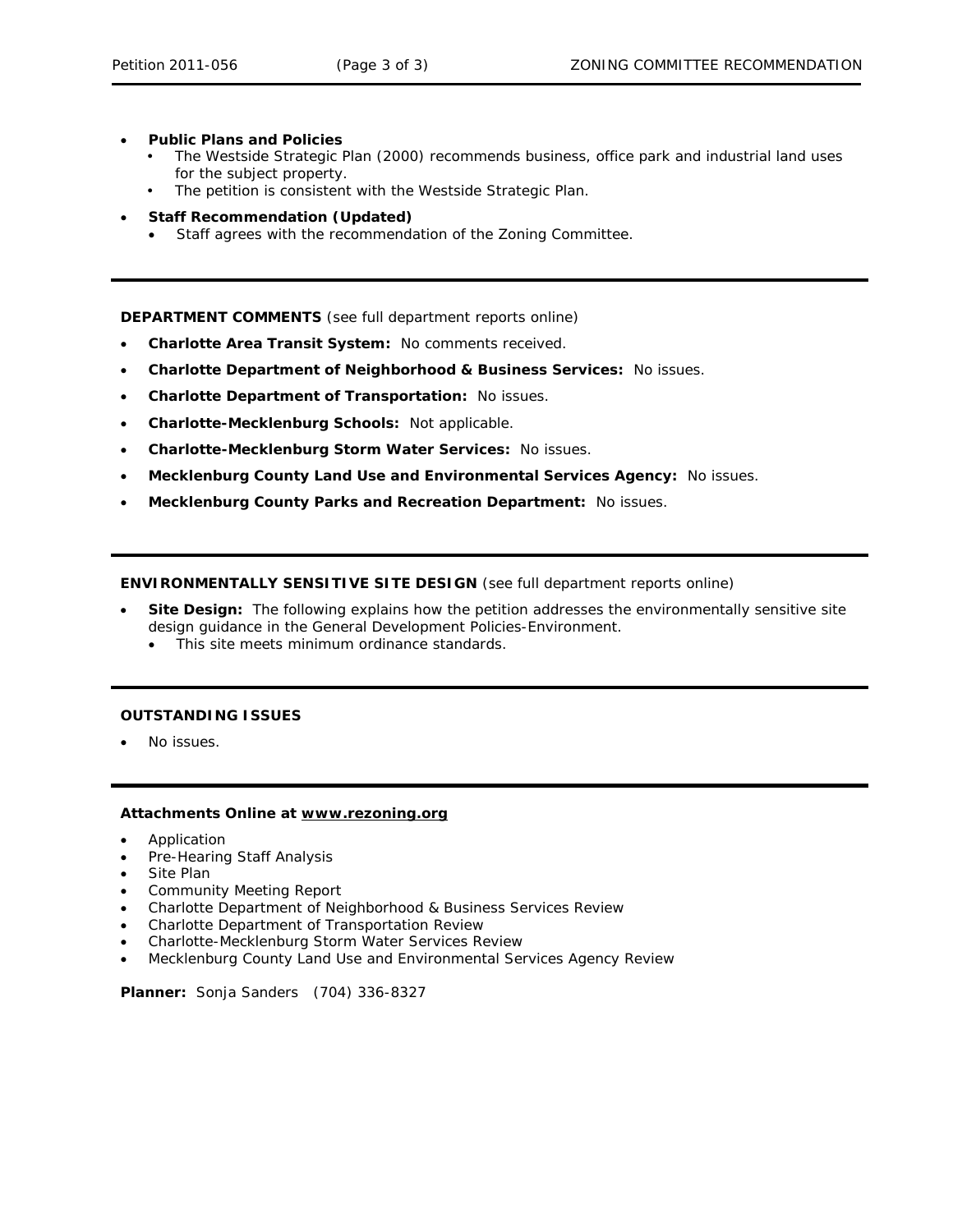- **Public Plans and Policies**
  - The Westside Strategic Plan (2000) recommends business, office park and industrial land uses for the subject property.
  - The petition is consistent with the Westside Strategic Plan.
- **Staff Recommendation (Updated)**
  - Staff agrees with the recommendation of the Zoning Committee.

---

**DEPARTMENT COMMENTS** (see full department reports online)

- **Charlotte Area Transit System:** No comments received.
- **Charlotte Department of Neighborhood & Business Services:** No issues.
- **Charlotte Department of Transportation:** No issues.
- **Charlotte-Mecklenburg Schools:** Not applicable.
- **Charlotte-Mecklenburg Storm Water Services:** No issues.
- **Mecklenburg County Land Use and Environmental Services Agency:** No issues.
- **Mecklenburg County Parks and Recreation Department:** No issues.

---

**ENVIRONMENTALLY SENSITIVE SITE DESIGN** (see full department reports online)

- **Site Design:** The following explains how the petition addresses the environmentally sensitive site design guidance in the General Development Policies-Environment.
  - This site meets minimum ordinance standards.

---

**OUTSTANDING ISSUES**

- No issues.

---

**Attachments Online at www.rezoning.org**

- Application
- Pre-Hearing Staff Analysis
- Site Plan
- Community Meeting Report
- Charlotte Department of Neighborhood & Business Services Review
- Charlotte Department of Transportation Review
- Charlotte-Mecklenburg Storm Water Services Review
- Mecklenburg County Land Use and Environmental Services Agency Review

**Planner:** Sonja Sanders (704) 336-8327